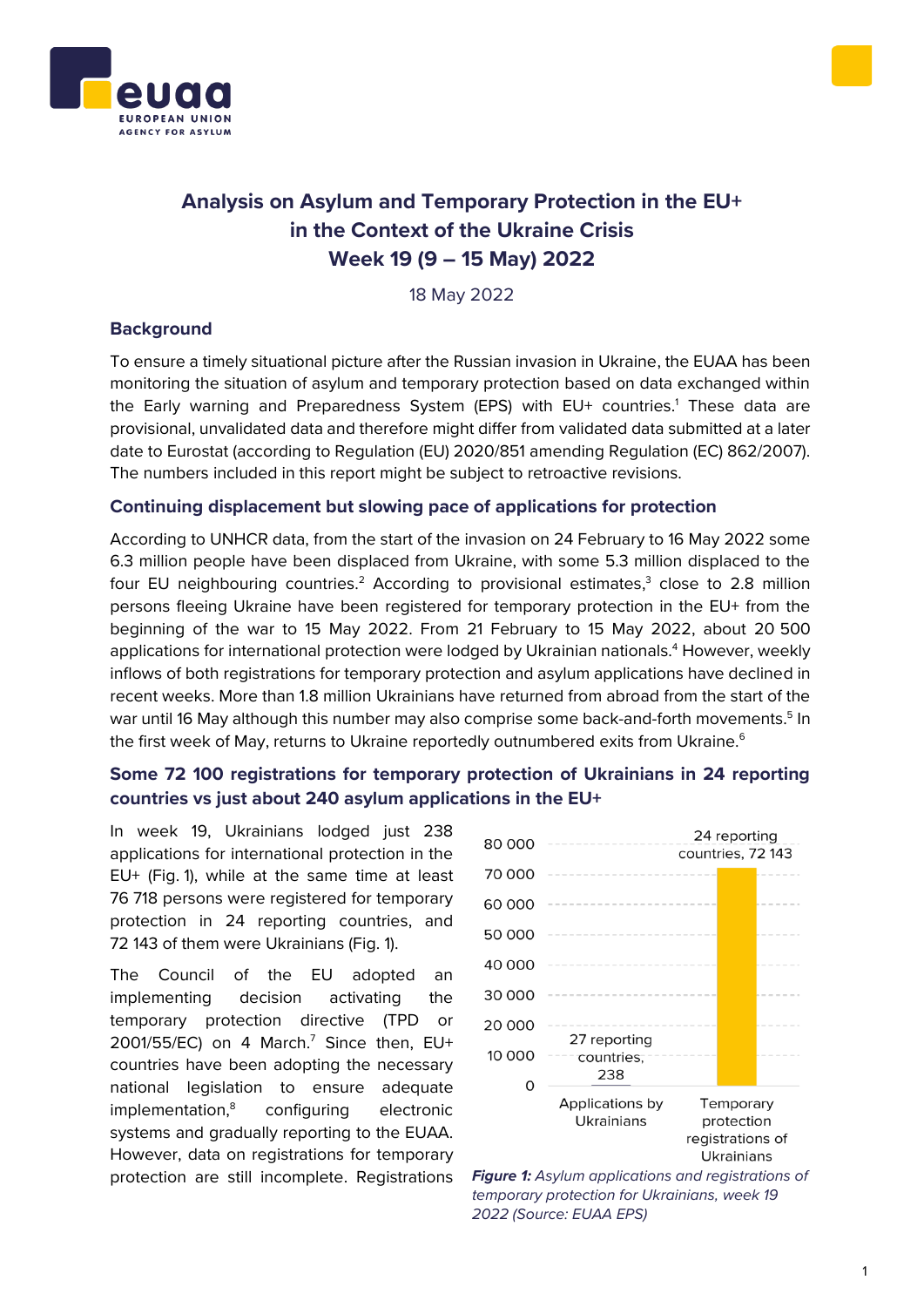# Analysis on Asylum and Temporary Protection in the EU+ in the Context of the Ukraine Crisis Week 19 (9 – 15 May) 2022

18 May 2022

## Background

To ensure a timely situational picture after the Russian invasion in Ukraine, the EUAA has been monitoring the situation of asylum and temporary protection based on data exchanged within the Early warning and Preparedness System (EPS) with EU+ countries.[1] These data are provisional, unvalidated data and therefore might differ from validated data submitted at a later date to Eurostat (according to Regulation (EU) 2020/851 amending Regulation (EC) 862/2007). The numbers included in this report might be subject to retroactive revisions.

## Continuing displacement but slowing pace of applications for protection

According to UNHCR data, from the start of the invasion on 24 February to 16 May 2022 some 6.3 million people have been displaced from Ukraine, with some 5.3 million displaced to the four EU neighbouring countries.[2] According to provisional estimates,[3] close to 2.8 million persons fleeing Ukraine have been registered for temporary protection in the EU+ from the beginning of the war to 15 May 2022. From 21 February to 15 May 2022, about 20 500 applications for international protection were lodged by Ukrainian nationals.[4] However, weekly inflows of both registrations for temporary protection and asylum applications have declined in recent weeks. More than 1.8 million Ukrainians have returned from abroad from the start of the war until 16 May although this number may also comprise some back-and-forth movements.[5] In the first week of May, returns to Ukraine reportedly outnumbered exits from Ukraine.[6]

## Some 72 100 registrations for temporary protection of Ukrainians in 24 reporting countries vs just about 240 asylum applications in the EU+

In week 19, Ukrainians lodged just 238 applications for international protection in the EU+ (Fig. 1), while at the same time at least 76 718 persons were registered for temporary protection in 24 reporting countries, and 72 143 of them were Ukrainians (Fig. 1).

The Council of the EU adopted an implementing decision activating the temporary protection directive (TPD or 2001/55/EC) on 4 March.[7] Since then, EU+ countries have been adopting the necessary national legislation to ensure adequate implementation,[8] configuring electronic systems and gradually reporting to the EUAA. However, data on registrations for temporary protection are still incomplete. Registrations

| | Applications by Ukrainians | Temporary protection registrations of Ukrainians |
|---|---|---|
| Value | 27 reporting countries, 238 | 24 reporting countries, 72 143 |

*Figure 1: Asylum applications and registrations of temporary protection for Ukrainians, week 19 2022 (Source: EUAA EPS)*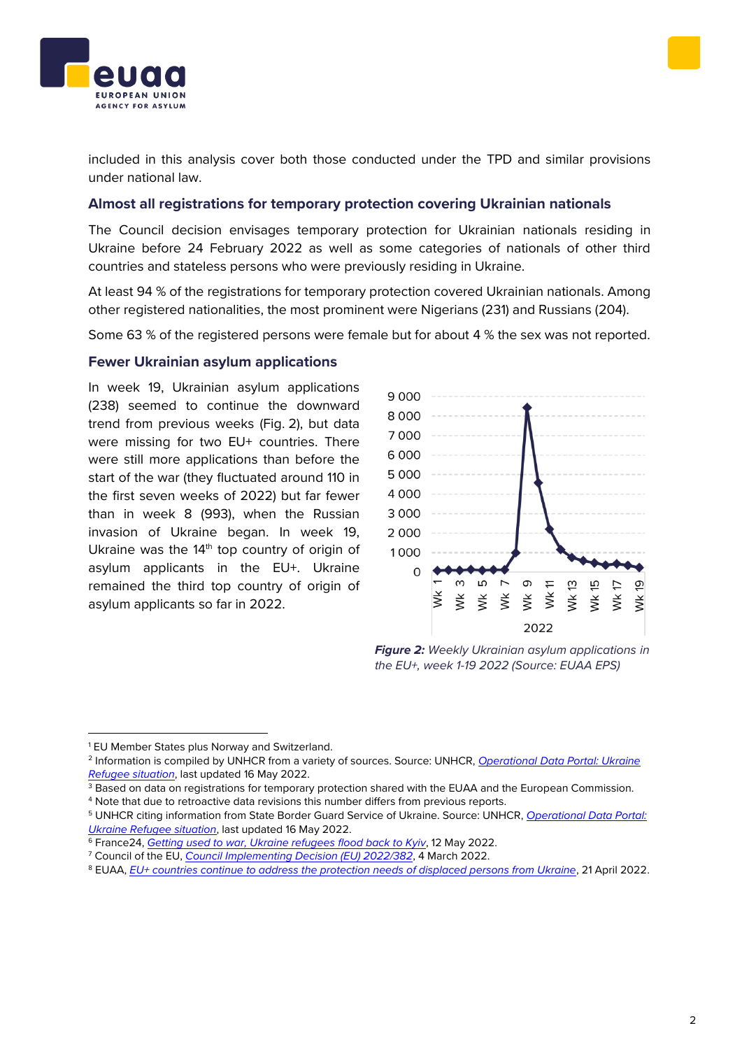included in this analysis cover both those conducted under the TPD and similar provisions under national law.

### Almost all registrations for temporary protection covering Ukrainian nationals

The Council decision envisages temporary protection for Ukrainian nationals residing in Ukraine before 24 February 2022 as well as some categories of nationals of other third countries and stateless persons who were previously residing in Ukraine.

At least 94 % of the registrations for temporary protection covered Ukrainian nationals. Among other registered nationalities, the most prominent were Nigerians (231) and Russians (204).

Some 63 % of the registered persons were female but for about 4 % the sex was not reported.

### Fewer Ukrainian asylum applications

In week 19, Ukrainian asylum applications (238) seemed to continue the downward trend from previous weeks (Fig. 2), but data were missing for two EU+ countries. There were still more applications than before the start of the war (they fluctuated around 110 in the first seven weeks of 2022) but far fewer than in week 8 (993), when the Russian invasion of Ukraine began. In week 19, Ukraine was the 14th top country of origin of asylum applicants in the EU+. Ukraine remained the third top country of origin of asylum applicants so far in 2022.

9 000
8 000
7 000
6 000
5 000
4 000
3 000
2 000
1 000
0

Wk 1
Wk 3
Wk 5
Wk 7
Wk 9
Wk 11
Wk 13
Wk 15
Wk 17
Wk 19

2022

***Figure 2:*** *Weekly Ukrainian asylum applications in the EU+, week 1-19 2022 (Source: EUAA EPS)*

---

[1] EU Member States plus Norway and Switzerland.

[2] Information is compiled by UNHCR from a variety of sources. Source: UNHCR, *Operational Data Portal: Ukraine Refugee situation*, last updated 16 May 2022.

[3] Based on data on registrations for temporary protection shared with the EUAA and the European Commission.

[4] Note that due to retroactive data revisions this number differs from previous reports.

[5] UNHCR citing information from State Border Guard Service of Ukraine. Source: UNHCR, *Operational Data Portal: Ukraine Refugee situation*, last updated 16 May 2022.

[6] France24, *Getting used to war, Ukraine refugees flood back to Kyiv*, 12 May 2022.

[7] Council of the EU, *Council Implementing Decision (EU) 2022/382*, 4 March 2022.

[8] EUAA, *EU+ countries continue to address the protection needs of displaced persons from Ukraine*, 21 April 2022.